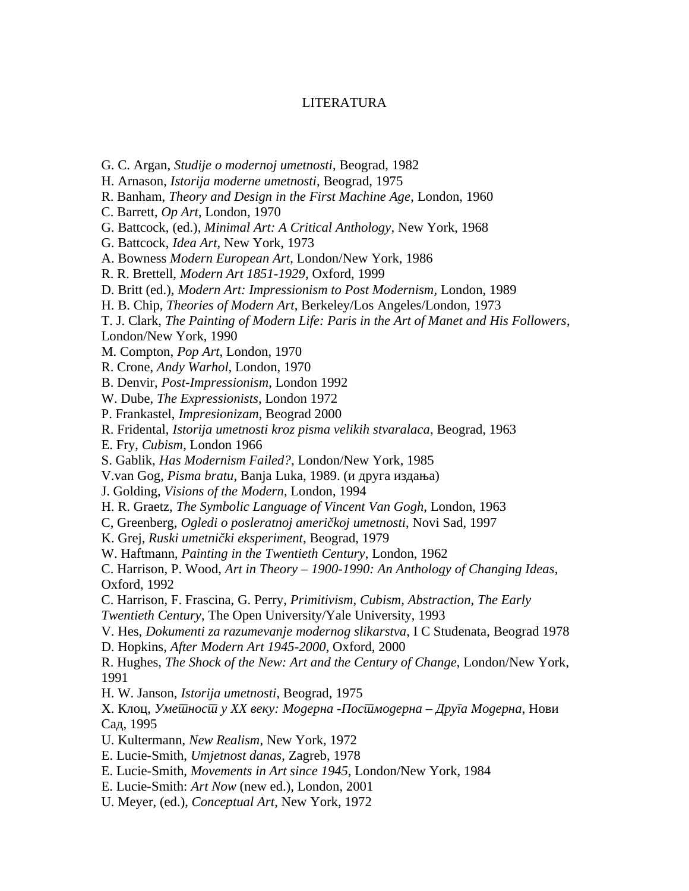# LITERATURA

G. C. Argan, *Studije o modernoj umetnosti*, Beograd, 1982
H. Arnason, *Istorija moderne umetnosti*, Beograd, 1975
R. Banham, *Theory and Design in the First Machine Age*, London, 1960
C. Barrett, *Op Art*, London, 1970
G. Battcock, (ed.), *Minimal Art: A Critical Anthology*, New York, 1968
G. Battcock, *Idea Art*, New York, 1973
A. Bowness *Modern European Art*, London/New York, 1986
R. R. Brettell, *Modern Art 1851-1929*, Oxford, 1999
D. Britt (ed.), *Modern Art: Impressionism to Post Modernism*, London, 1989
H. B. Chip, *Theories of Modern Art*, Berkeley/Los Angeles/London, 1973
T. J. Clark, *The Painting of Modern Life: Paris in the Art of Manet and His Followers*, London/New York, 1990
M. Compton, *Pop Art*, London, 1970
R. Crone, *Andy Warhol*, London, 1970
B. Denvir, *Post-Impressionism*, London 1992
W. Dube, *The Expressionists*, London 1972
P. Frankastel, *Impresionizam*, Beograd 2000
R. Fridental, *Istorija umetnosti kroz pisma velikih stvaralaca*, Beograd, 1963
E. Fry, *Cubism*, London 1966
S. Gablik, *Has Modernism Failed?*, London/New York, 1985
V.van Gog, *Pisma bratu*, Banja Luka, 1989. (и друга издања)
J. Golding, *Visions of the Modern*, London, 1994
H. R. Graetz, *The Symbolic Language of Vincent Van Gogh*, London, 1963
C, Greenberg, *Ogledi o posleratnoj američkoj umetnosti*, Novi Sad, 1997
K. Grej, *Ruski umetnički eksperiment*, Beograd, 1979
W. Haftmann, *Painting in the Twentieth Century*, London, 1962
C. Harrison, P. Wood, *Art in Theory – 1900-1990: An Anthology of Changing Ideas*, Oxford, 1992
C. Harrison, F. Frascina, G. Perry, *Primitivism, Cubism, Abstraction, The Early Twentieth Century*, The Open University/Yale University, 1993
V. Hes, *Dokumenti za razumevanje modernog slikarstva*, I C Studenata, Beograd 1978
D. Hopkins, *After Modern Art 1945-2000*, Oxford, 2000
R. Hughes, *The Shock of the New: Art and the Century of Change*, London/New York, 1991
H. W. Janson, *Istorija umetnosti*, Beograd, 1975
Х. Клоц, *Уметност у XX веку: Модерна -Постмодерна – Друга Модерна*, Нови Сад, 1995
U. Kultermann, *New Realism*, New York, 1972
E. Lucie-Smith, *Umjetnost danas*, Zagreb, 1978
E. Lucie-Smith, *Movements in Art since 1945*, London/New York, 1984
E. Lucie-Smith: *Art Now* (new ed.), London, 2001
U. Meyer, (ed.), *Conceptual Art*, New York, 1972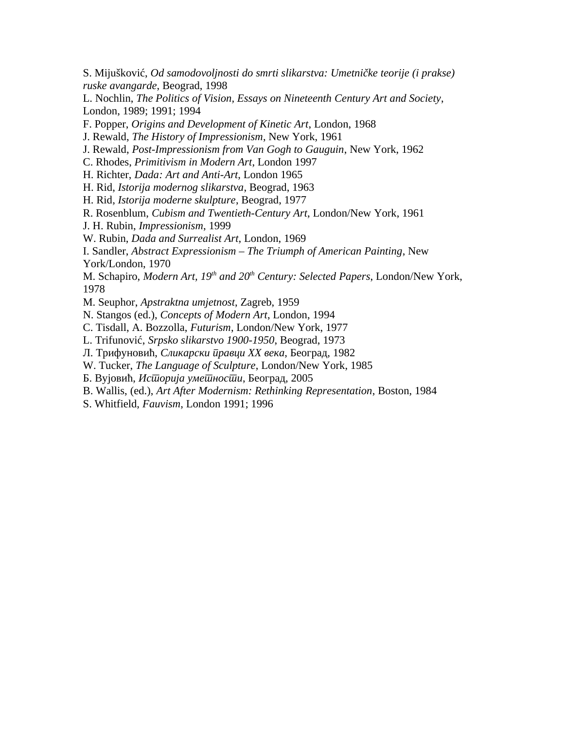S. Mijušković, *Od samodovoljnosti do smrti slikarstva: Umetničke teorije (i prakse) ruske avangarde*, Beograd, 1998

L. Nochlin, *The Politics of Vision, Essays on Nineteenth Century Art and Society*, London, 1989; 1991; 1994

F. Popper, *Origins and Development of Kinetic Art*, London, 1968

J. Rewald, *The History of Impressionism*, New York, 1961

J. Rewald, *Post-Impressionism from Van Gogh to Gauguin*, New York, 1962

C. Rhodes, *Primitivism in Modern Art*, London 1997

H. Richter, *Dada: Art and Anti-Art*, London 1965

H. Rid, *Istorija modernog slikarstva*, Beograd, 1963

H. Rid, *Istorija moderne skulpture*, Beograd, 1977

R. Rosenblum, *Cubism and Twentieth-Century Art*, London/New York, 1961

J. H. Rubin, *Impressionism*, 1999

W. Rubin, *Dada and Surrealist Art*, London, 1969

I. Sandler, *Abstract Expressionism – The Triumph of American Painting*, New York/London, 1970

M. Schapiro, *Modern Art, 19th and 20th Century: Selected Papers*, London/New York, 1978

M. Seuphor, *Apstraktna umjetnost*, Zagreb, 1959

N. Stangos (ed.), *Concepts of Modern Art*, London, 1994

C. Tisdall, A. Bozzolla, *Futurism*, London/New York, 1977

L. Trifunović, *Srpsko slikarstvo 1900-1950*, Beograd, 1973

Л. Трифуновић, *Сликарски правци XX века*, Београд, 1982

W. Tucker, *The Language of Sculpture*, London/New York, 1985

Б. Вујовић, *Историја уметности*, Београд, 2005

B. Wallis, (ed.), *Art After Modernism: Rethinking Representation*, Boston, 1984

S. Whitfield, *Fauvism*, London 1991; 1996